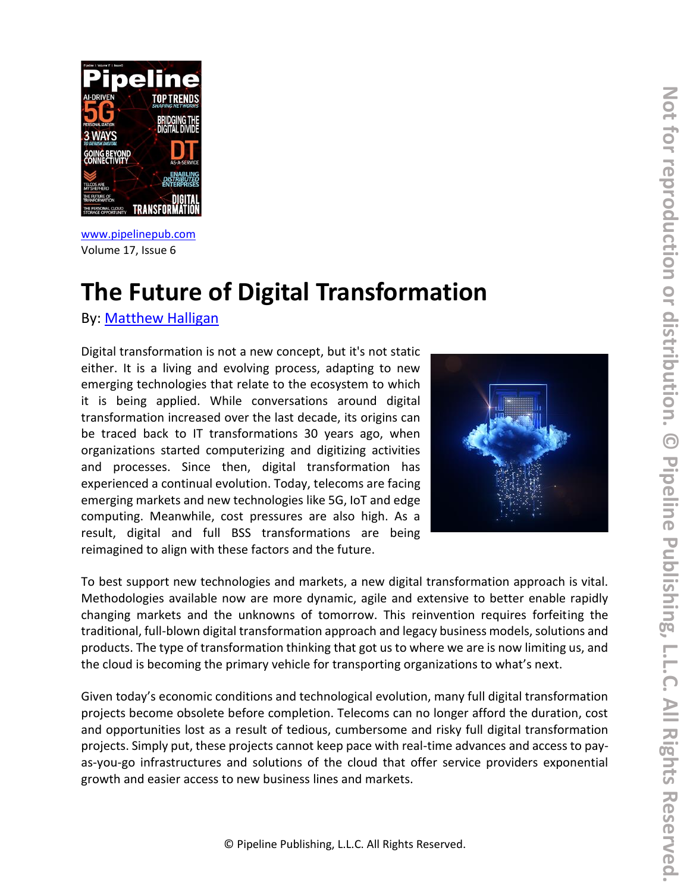www.pipelinepub.com
Volume 17, Issue 6

# The Future of Digital Transformation

By: Matthew Halligan

Digital transformation is not a new concept, but it's not static either. It is a living and evolving process, adapting to new emerging technologies that relate to the ecosystem to which it is being applied. While conversations around digital transformation increased over the last decade, its origins can be traced back to IT transformations 30 years ago, when organizations started computerizing and digitizing activities and processes. Since then, digital transformation has experienced a continual evolution. Today, telecoms are facing emerging markets and new technologies like 5G, IoT and edge computing. Meanwhile, cost pressures are also high. As a result, digital and full BSS transformations are being reimagined to align with these factors and the future.

To best support new technologies and markets, a new digital transformation approach is vital. Methodologies available now are more dynamic, agile and extensive to better enable rapidly changing markets and the unknowns of tomorrow. This reinvention requires forfeiting the traditional, full-blown digital transformation approach and legacy business models, solutions and products. The type of transformation thinking that got us to where we are is now limiting us, and the cloud is becoming the primary vehicle for transporting organizations to what's next.

Given today's economic conditions and technological evolution, many full digital transformation projects become obsolete before completion. Telecoms can no longer afford the duration, cost and opportunities lost as a result of tedious, cumbersome and risky full digital transformation projects. Simply put, these projects cannot keep pace with real-time advances and access to pay-as-you-go infrastructures and solutions of the cloud that offer service providers exponential growth and easier access to new business lines and markets.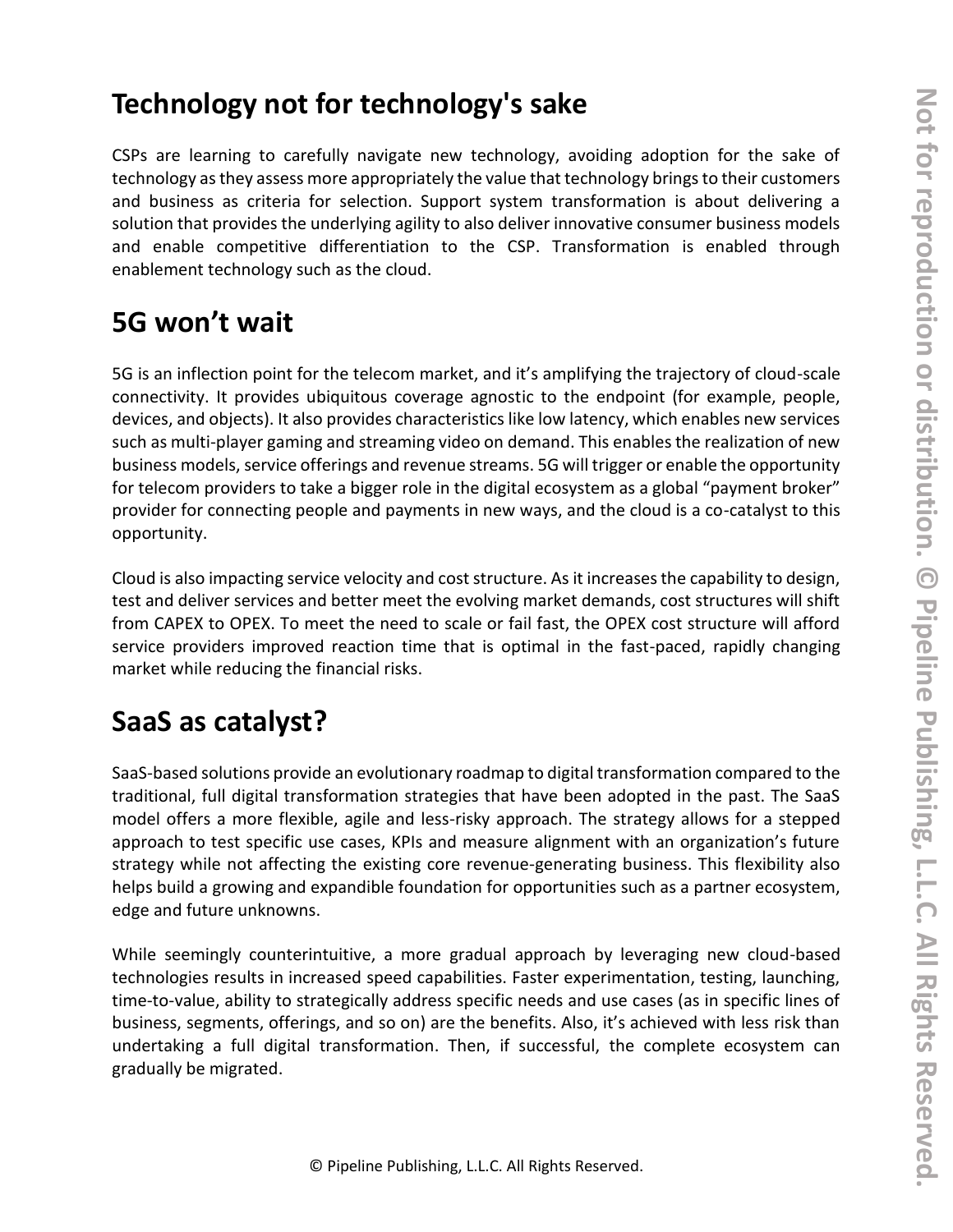## Technology not for technology's sake

CSPs are learning to carefully navigate new technology, avoiding adoption for the sake of technology as they assess more appropriately the value that technology brings to their customers and business as criteria for selection. Support system transformation is about delivering a solution that provides the underlying agility to also deliver innovative consumer business models and enable competitive differentiation to the CSP. Transformation is enabled through enablement technology such as the cloud.

## 5G won't wait

5G is an inflection point for the telecom market, and it's amplifying the trajectory of cloud-scale connectivity. It provides ubiquitous coverage agnostic to the endpoint (for example, people, devices, and objects). It also provides characteristics like low latency, which enables new services such as multi-player gaming and streaming video on demand. This enables the realization of new business models, service offerings and revenue streams. 5G will trigger or enable the opportunity for telecom providers to take a bigger role in the digital ecosystem as a global "payment broker" provider for connecting people and payments in new ways, and the cloud is a co-catalyst to this opportunity.

Cloud is also impacting service velocity and cost structure. As it increases the capability to design, test and deliver services and better meet the evolving market demands, cost structures will shift from CAPEX to OPEX. To meet the need to scale or fail fast, the OPEX cost structure will afford service providers improved reaction time that is optimal in the fast-paced, rapidly changing market while reducing the financial risks.

## SaaS as catalyst?

SaaS-based solutions provide an evolutionary roadmap to digital transformation compared to the traditional, full digital transformation strategies that have been adopted in the past. The SaaS model offers a more flexible, agile and less-risky approach. The strategy allows for a stepped approach to test specific use cases, KPIs and measure alignment with an organization's future strategy while not affecting the existing core revenue-generating business. This flexibility also helps build a growing and expandible foundation for opportunities such as a partner ecosystem, edge and future unknowns.

While seemingly counterintuitive, a more gradual approach by leveraging new cloud-based technologies results in increased speed capabilities. Faster experimentation, testing, launching, time-to-value, ability to strategically address specific needs and use cases (as in specific lines of business, segments, offerings, and so on) are the benefits. Also, it's achieved with less risk than undertaking a full digital transformation. Then, if successful, the complete ecosystem can gradually be migrated.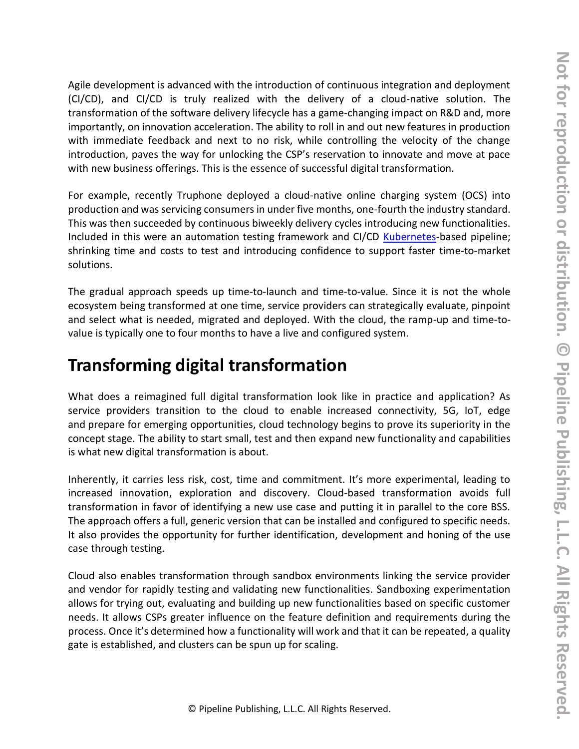Agile development is advanced with the introduction of continuous integration and deployment (CI/CD), and CI/CD is truly realized with the delivery of a cloud-native solution. The transformation of the software delivery lifecycle has a game-changing impact on R&D and, more importantly, on innovation acceleration. The ability to roll in and out new features in production with immediate feedback and next to no risk, while controlling the velocity of the change introduction, paves the way for unlocking the CSP's reservation to innovate and move at pace with new business offerings. This is the essence of successful digital transformation.

For example, recently Truphone deployed a cloud-native online charging system (OCS) into production and was servicing consumers in under five months, one-fourth the industry standard. This was then succeeded by continuous biweekly delivery cycles introducing new functionalities. Included in this were an automation testing framework and CI/CD Kubernetes-based pipeline; shrinking time and costs to test and introducing confidence to support faster time-to-market solutions.

The gradual approach speeds up time-to-launch and time-to-value. Since it is not the whole ecosystem being transformed at one time, service providers can strategically evaluate, pinpoint and select what is needed, migrated and deployed. With the cloud, the ramp-up and time-to-value is typically one to four months to have a live and configured system.

## Transforming digital transformation

What does a reimagined full digital transformation look like in practice and application? As service providers transition to the cloud to enable increased connectivity, 5G, IoT, edge and prepare for emerging opportunities, cloud technology begins to prove its superiority in the concept stage. The ability to start small, test and then expand new functionality and capabilities is what new digital transformation is about.

Inherently, it carries less risk, cost, time and commitment. It's more experimental, leading to increased innovation, exploration and discovery. Cloud-based transformation avoids full transformation in favor of identifying a new use case and putting it in parallel to the core BSS. The approach offers a full, generic version that can be installed and configured to specific needs. It also provides the opportunity for further identification, development and honing of the use case through testing.

Cloud also enables transformation through sandbox environments linking the service provider and vendor for rapidly testing and validating new functionalities. Sandboxing experimentation allows for trying out, evaluating and building up new functionalities based on specific customer needs. It allows CSPs greater influence on the feature definition and requirements during the process. Once it's determined how a functionality will work and that it can be repeated, a quality gate is established, and clusters can be spun up for scaling.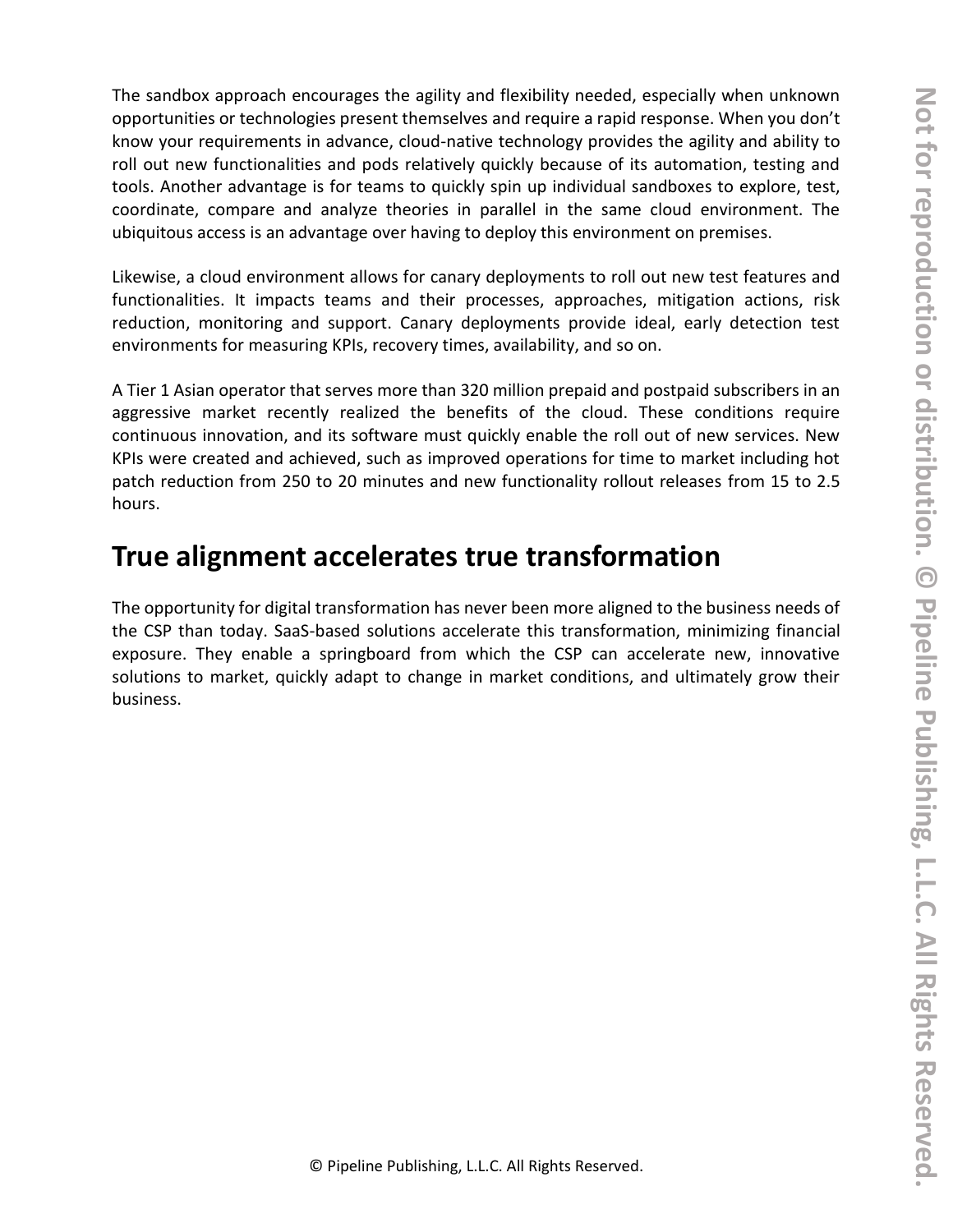The sandbox approach encourages the agility and flexibility needed, especially when unknown opportunities or technologies present themselves and require a rapid response. When you don't know your requirements in advance, cloud-native technology provides the agility and ability to roll out new functionalities and pods relatively quickly because of its automation, testing and tools. Another advantage is for teams to quickly spin up individual sandboxes to explore, test, coordinate, compare and analyze theories in parallel in the same cloud environment. The ubiquitous access is an advantage over having to deploy this environment on premises.

Likewise, a cloud environment allows for canary deployments to roll out new test features and functionalities. It impacts teams and their processes, approaches, mitigation actions, risk reduction, monitoring and support. Canary deployments provide ideal, early detection test environments for measuring KPIs, recovery times, availability, and so on.

A Tier 1 Asian operator that serves more than 320 million prepaid and postpaid subscribers in an aggressive market recently realized the benefits of the cloud. These conditions require continuous innovation, and its software must quickly enable the roll out of new services. New KPIs were created and achieved, such as improved operations for time to market including hot patch reduction from 250 to 20 minutes and new functionality rollout releases from 15 to 2.5 hours.

## True alignment accelerates true transformation

The opportunity for digital transformation has never been more aligned to the business needs of the CSP than today. SaaS-based solutions accelerate this transformation, minimizing financial exposure. They enable a springboard from which the CSP can accelerate new, innovative solutions to market, quickly adapt to change in market conditions, and ultimately grow their business.